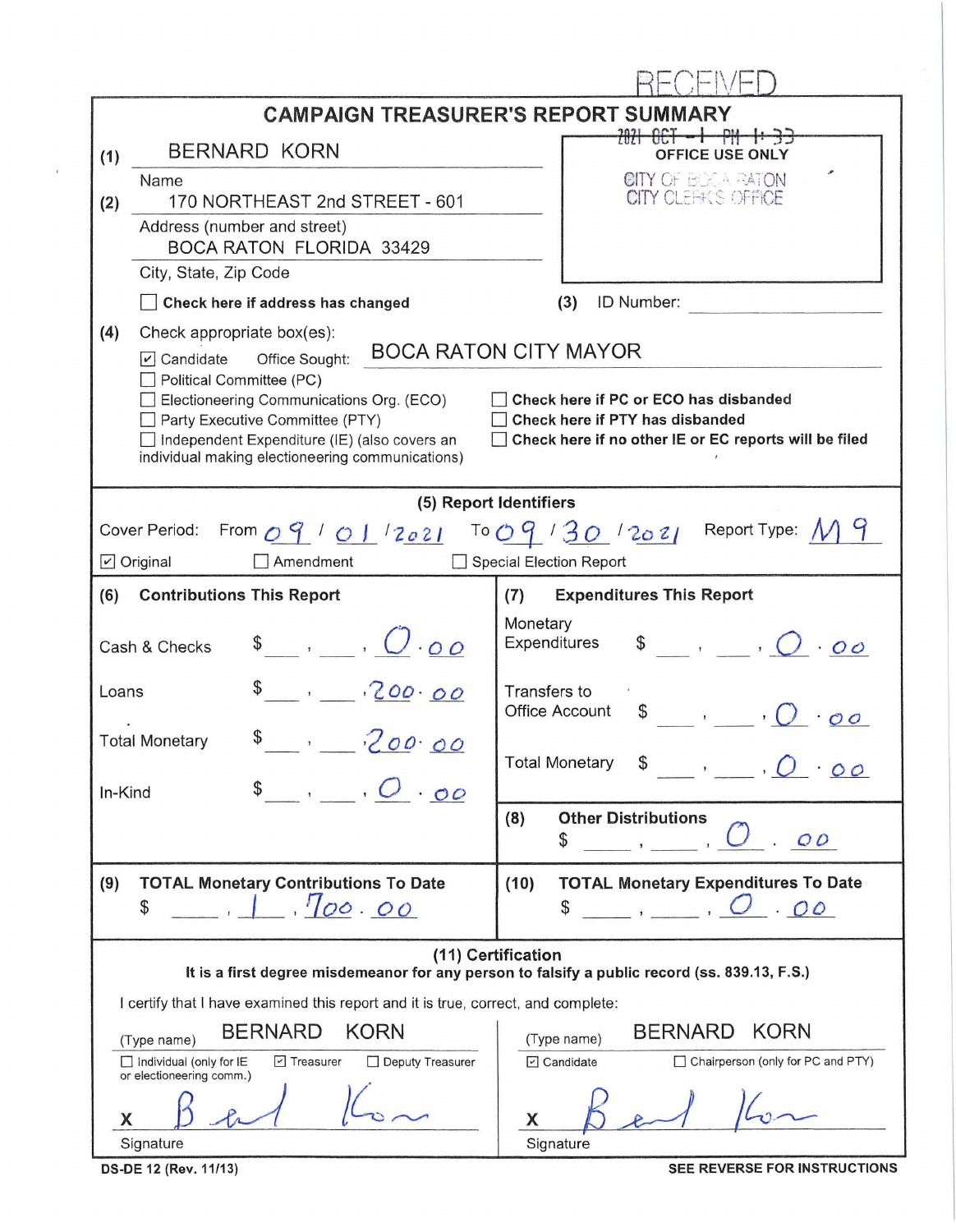RECEIVED

# CAMPAIGN TREASURER'S REPORT SUMMARY

2021 OCT -1 PM 1:33

OFFICE USE ONLY

CITY OF BOCA RATON
CITY CLERK'S OFFICE

(1) BERNARD KORN
Name

(2) 170 NORTHEAST 2nd STREET - 601
Address (number and street)
BOCA RATON FLORIDA 33429
City, State, Zip Code

☐ **Check here if address has changed**

(3) ID Number: ____________

(4) Check appropriate box(es):

☑ Candidate Office Sought: BOCA RATON CITY MAYOR
☐ Political Committee (PC)
☐ Electioneering Communications Org. (ECO)
☐ Party Executive Committee (PTY)
☐ Independent Expenditure (IE) (also covers an individual making electioneering communications)

☐ **Check here if PC or ECO has disbanded**
☐ **Check here if PTY has disbanded**
☐ **Check here if no other IE or EC reports will be filed**

## (5) Report Identifiers

Cover Period: From 09 / 01 / 2021 To 09 / 30 / 2021 Report Type: M 9

☑ Original ☐ Amendment ☐ Special Election Report

| **(6) Contributions This Report** | | **(7) Expenditures This Report** | |
|---|---|---|---|
| Cash & Checks | $ 0.00 | Monetary Expenditures | $ 0.00 |
| Loans | $ 200.00 | Transfers to Office Account | $ 0.00 |
| Total Monetary | $ 200.00 | Total Monetary | $ 0.00 |
| In-Kind | $ 0.00 | **(8) Other Distributions** | $ 0.00 |

| **(9) TOTAL Monetary Contributions To Date** | **(10) TOTAL Monetary Expenditures To Date** |
|---|---|
| $ 1,700.00 | $ 0.00 |

## (11) Certification

**It is a first degree misdemeanor for any person to falsify a public record (ss. 839.13, F.S.)**

I certify that I have examined this report and it is true, correct, and complete:

(Type name) BERNARD KORN
☐ Individual (only for IE or electioneering comm.) ☑ Treasurer ☐ Deputy Treasurer
X [signature]
Signature

(Type name) BERNARD KORN
☑ Candidate ☐ Chairperson (only for PC and PTY)
X [signature]
Signature

DS-DE 12 (Rev. 11/13) **SEE REVERSE FOR INSTRUCTIONS**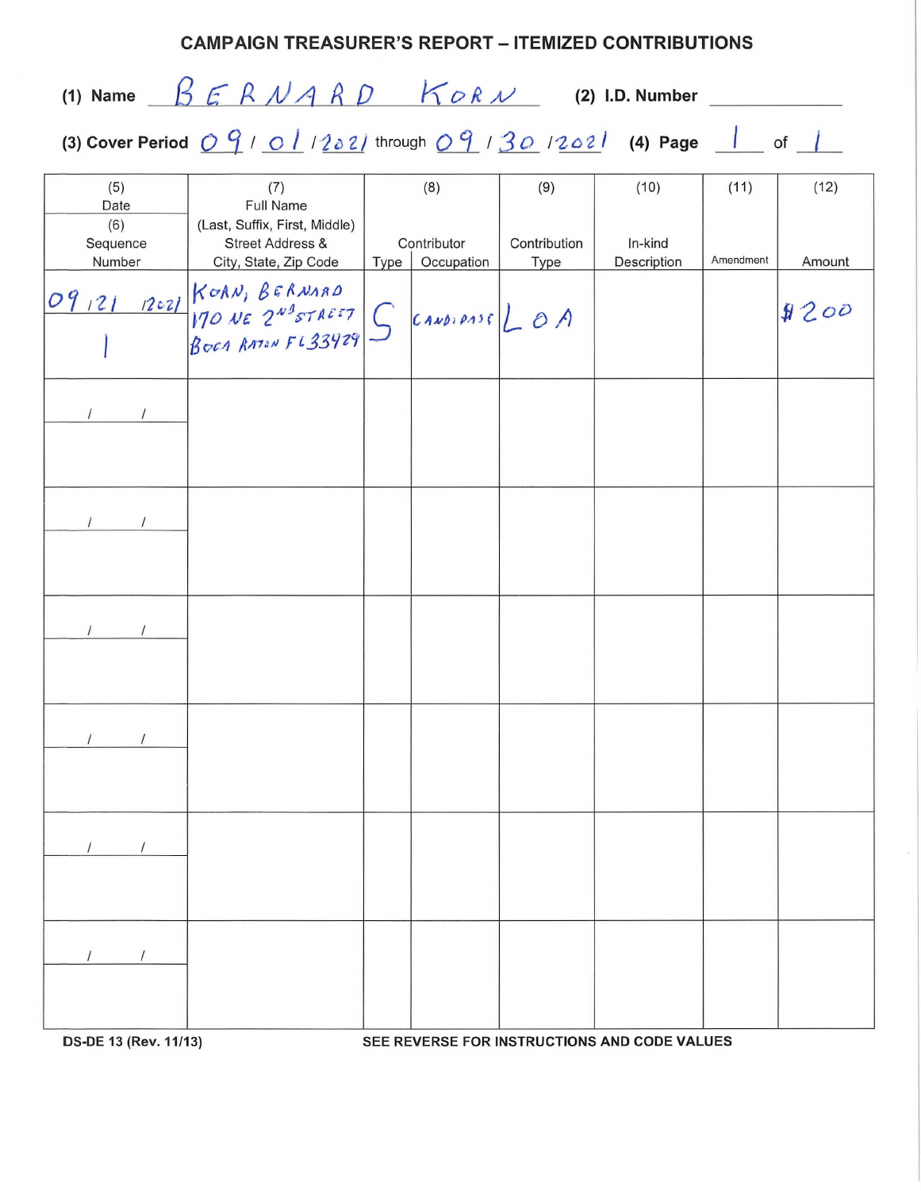## CAMPAIGN TREASURER'S REPORT – ITEMIZED CONTRIBUTIONS

**(1) Name** BERNARD KORN **(2) I.D. Number** ____________

**(3) Cover Period** 09 / 01 / 2021 through 09 / 30 / 2021 **(4) Page** 1 of 1

| (5) Date / (6) Sequence Number | (7) Full Name (Last, Suffix, First, Middle) Street Address & City, State, Zip Code | (8) Contributor Type | (8) Contributor Occupation | (9) Contribution Type | (10) In-kind Description | (11) Amendment | (12) Amount |
|---|---|---|---|---|---|---|---|
| 09 / 21 / 2021<br>1 | KORN, BERNARD<br>170 NE 2ND STREET<br>BOCA RATON FL 33429 | S | CANDIDATE | LOA | | | $200 |
| / / | | | | | | | |
| / / | | | | | | | |
| / / | | | | | | | |
| / / | | | | | | | |
| / / | | | | | | | |
| / / | | | | | | | |

DS-DE 13 (Rev. 11/13) SEE REVERSE FOR INSTRUCTIONS AND CODE VALUES